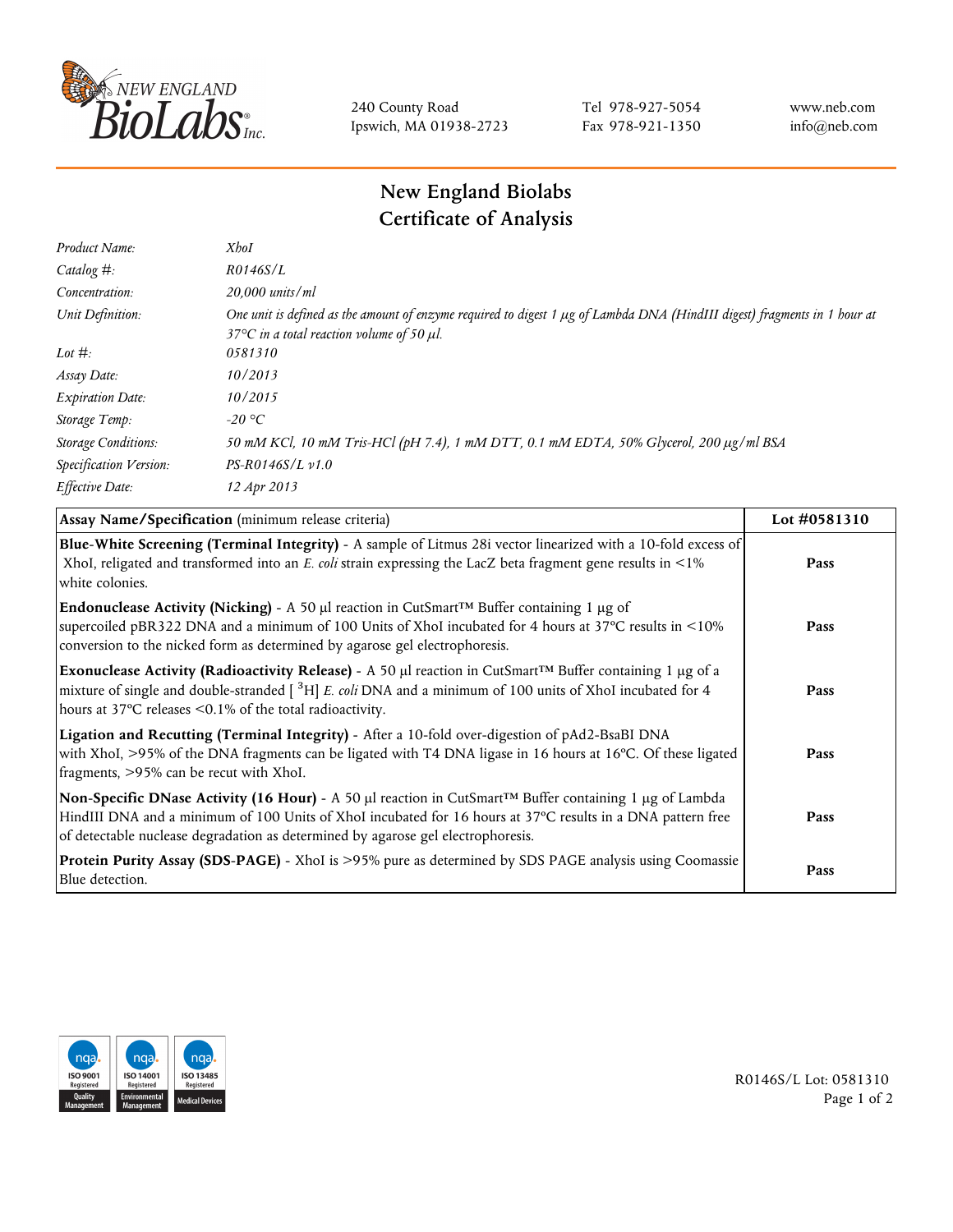240 County Road
Ipswich, MA 01938-2723

Tel 978-927-5054
Fax 978-921-1350

www.neb.com
info@neb.com

# New England Biolabs
# Certificate of Analysis

| | |
|---|---|
| *Product Name:* | *XhoI* |
| *Catalog #:* | *R0146S/L* |
| *Concentration:* | *20,000 units/ml* |
| *Unit Definition:* | *One unit is defined as the amount of enzyme required to digest 1 µg of Lambda DNA (HindIII digest) fragments in 1 hour at 37°C in a total reaction volume of 50 µl.* |
| *Lot #:* | *0581310* |
| *Assay Date:* | *10/2013* |
| *Expiration Date:* | *10/2015* |
| *Storage Temp:* | *-20 °C* |
| *Storage Conditions:* | *50 mM KCl, 10 mM Tris-HCl (pH 7.4), 1 mM DTT, 0.1 mM EDTA, 50% Glycerol, 200 µg/ml BSA* |
| *Specification Version:* | *PS-R0146S/L v1.0* |
| *Effective Date:* | *12 Apr 2013* |

| **Assay Name/Specification** (minimum release criteria) | **Lot #0581310** |
|---|---|
| **Blue-White Screening (Terminal Integrity)** - A sample of Litmus 28i vector linearized with a 10-fold excess of XhoI, religated and transformed into an *E. coli* strain expressing the LacZ beta fragment gene results in <1% white colonies. | **Pass** |
| **Endonuclease Activity (Nicking)** - A 50 µl reaction in CutSmart™ Buffer containing 1 µg of supercoiled pBR322 DNA and a minimum of 100 Units of XhoI incubated for 4 hours at 37ºC results in <10% conversion to the nicked form as determined by agarose gel electrophoresis. | **Pass** |
| **Exonuclease Activity (Radioactivity Release)** - A 50 µl reaction in CutSmart™ Buffer containing 1 µg of a mixture of single and double-stranded [ $^{3}$H] *E. coli* DNA and a minimum of 100 units of XhoI incubated for 4 hours at 37ºC releases <0.1% of the total radioactivity. | **Pass** |
| **Ligation and Recutting (Terminal Integrity)** - After a 10-fold over-digestion of pAd2-BsaBI DNA with XhoI, >95% of the DNA fragments can be ligated with T4 DNA ligase in 16 hours at 16ºC. Of these ligated fragments, >95% can be recut with XhoI. | **Pass** |
| **Non-Specific DNase Activity (16 Hour)** - A 50 µl reaction in CutSmart™ Buffer containing 1 µg of Lambda HindIII DNA and a minimum of 100 Units of XhoI incubated for 16 hours at 37ºC results in a DNA pattern free of detectable nuclease degradation as determined by agarose gel electrophoresis. | **Pass** |
| **Protein Purity Assay (SDS-PAGE)** - XhoI is >95% pure as determined by SDS PAGE analysis using Coomassie Blue detection. | **Pass** |

R0146S/L Lot: 0581310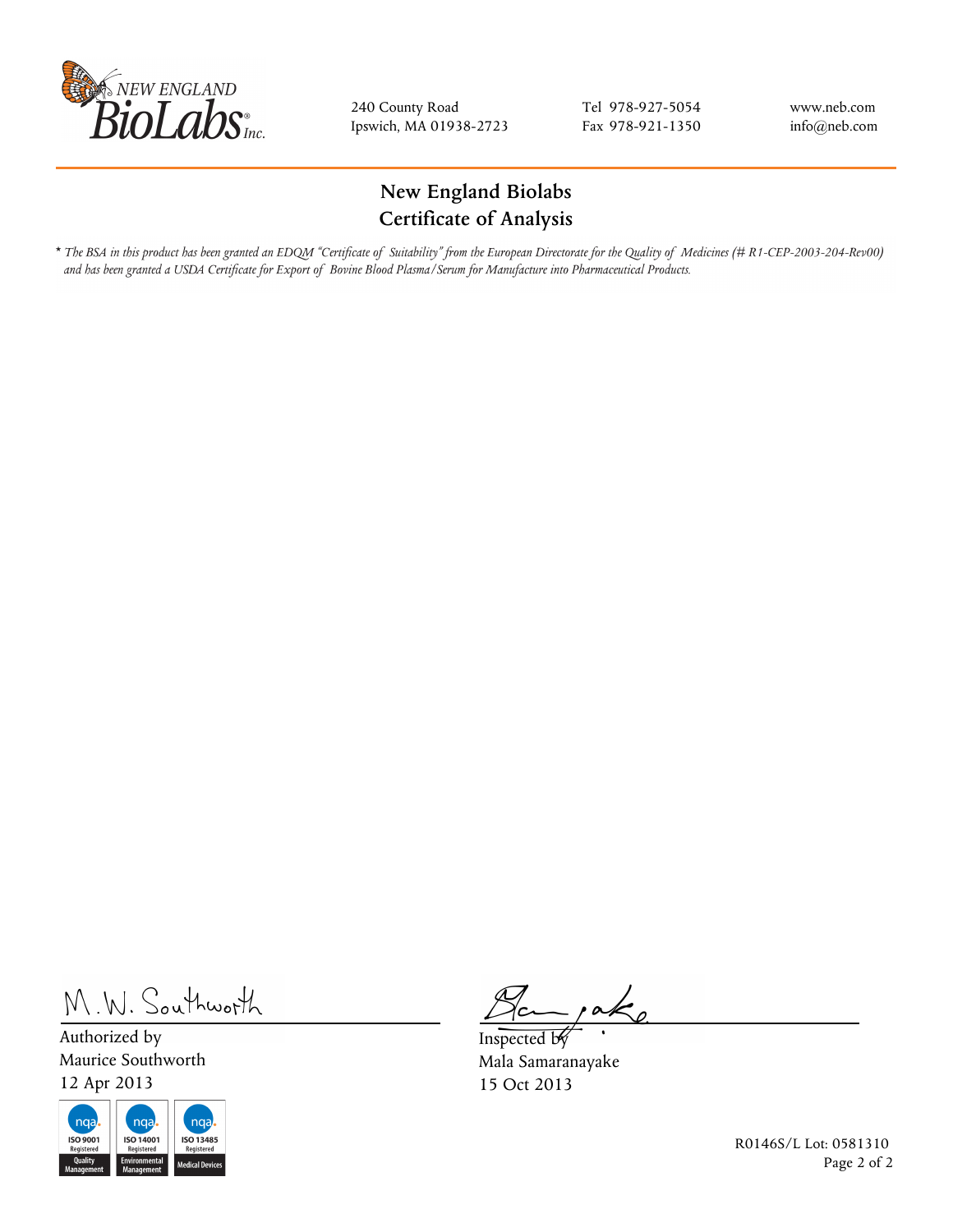NEW ENGLAND BioLabs® Inc.

240 County Road
Ipswich, MA 01938-2723

Tel 978-927-5054
Fax 978-921-1350

www.neb.com
info@neb.com

## New England Biolabs
## Certificate of Analysis

* *The BSA in this product has been granted an EDQM "Certificate of Suitability" from the European Directorate for the Quality of Medicines (# R1-CEP-2003-204-Rev00) and has been granted a USDA Certificate for Export of Bovine Blood Plasma/Serum for Manufacture into Pharmaceutical Products.*

M.W. Southworth
Authorized by
Maurice Southworth
12 Apr 2013

Inspected by
Mala Samaranayake
15 Oct 2013

ISO 9001 Registered Quality Management | ISO 14001 Registered Environmental Management | ISO 13485 Registered Medical Devices

R0146S/L Lot: 0581310